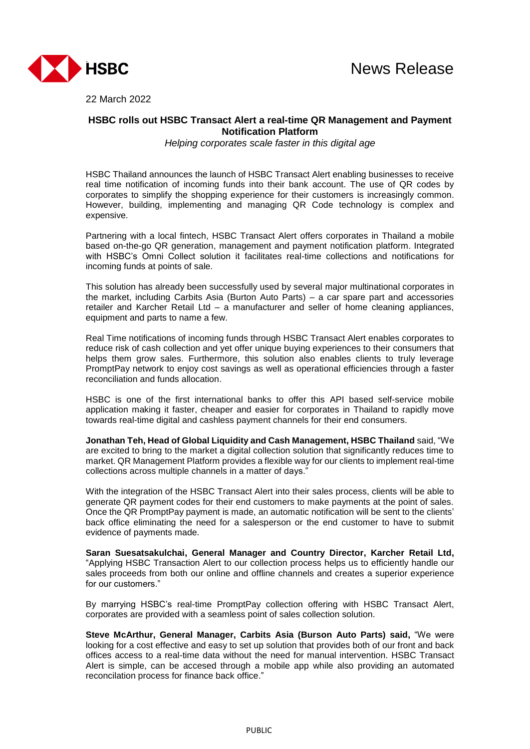HSBC

News Release

22 March 2022

## HSBC rolls out HSBC Transact Alert a real-time QR Management and Payment Notification Platform

*Helping corporates scale faster in this digital age*

HSBC Thailand announces the launch of HSBC Transact Alert enabling businesses to receive real time notification of incoming funds into their bank account. The use of QR codes by corporates to simplify the shopping experience for their customers is increasingly common. However, building, implementing and managing QR Code technology is complex and expensive.

Partnering with a local fintech, HSBC Transact Alert offers corporates in Thailand a mobile based on-the-go QR generation, management and payment notification platform. Integrated with HSBC's Omni Collect solution it facilitates real-time collections and notifications for incoming funds at points of sale.

This solution has already been successfully used by several major multinational corporates in the market, including Carbits Asia (Burton Auto Parts) – a car spare part and accessories retailer and Karcher Retail Ltd – a manufacturer and seller of home cleaning appliances, equipment and parts to name a few.

Real Time notifications of incoming funds through HSBC Transact Alert enables corporates to reduce risk of cash collection and yet offer unique buying experiences to their consumers that helps them grow sales. Furthermore, this solution also enables clients to truly leverage PromptPay network to enjoy cost savings as well as operational efficiencies through a faster reconciliation and funds allocation.

HSBC is one of the first international banks to offer this API based self-service mobile application making it faster, cheaper and easier for corporates in Thailand to rapidly move towards real-time digital and cashless payment channels for their end consumers.

**Jonathan Teh, Head of Global Liquidity and Cash Management, HSBC Thailand** said, "We are excited to bring to the market a digital collection solution that significantly reduces time to market. QR Management Platform provides a flexible way for our clients to implement real-time collections across multiple channels in a matter of days."

With the integration of the HSBC Transact Alert into their sales process, clients will be able to generate QR payment codes for their end customers to make payments at the point of sales. Once the QR PromptPay payment is made, an automatic notification will be sent to the clients' back office eliminating the need for a salesperson or the end customer to have to submit evidence of payments made.

**Saran Suesatsakulchai, General Manager and Country Director, Karcher Retail Ltd,** "Applying HSBC Transaction Alert to our collection process helps us to efficiently handle our sales proceeds from both our online and offline channels and creates a superior experience for our customers."

By marrying HSBC's real-time PromptPay collection offering with HSBC Transact Alert, corporates are provided with a seamless point of sales collection solution.

**Steve McArthur, General Manager, Carbits Asia (Burson Auto Parts) said,** "We were looking for a cost effective and easy to set up solution that provides both of our front and back offices access to a real-time data without the need for manual intervention. HSBC Transact Alert is simple, can be accesed through a mobile app while also providing an automated reconcilation process for finance back office."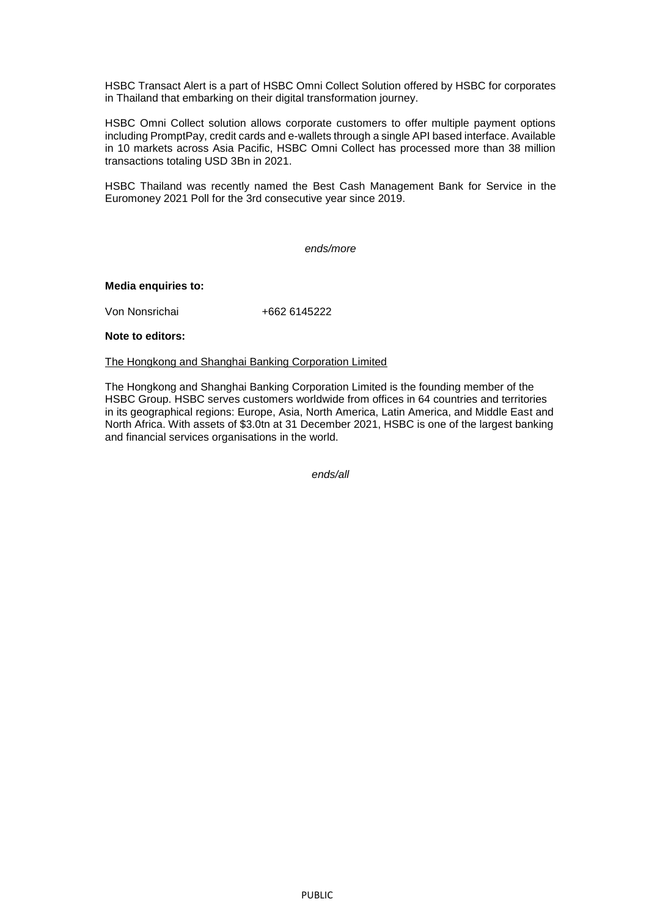HSBC Transact Alert is a part of HSBC Omni Collect Solution offered by HSBC for corporates in Thailand that embarking on their digital transformation journey.

HSBC Omni Collect solution allows corporate customers to offer multiple payment options including PromptPay, credit cards and e-wallets through a single API based interface. Available in 10 markets across Asia Pacific, HSBC Omni Collect has processed more than 38 million transactions totaling USD 3Bn in 2021.

HSBC Thailand was recently named the Best Cash Management Bank for Service in the Euromoney 2021 Poll for the 3rd consecutive year since 2019.

*ends/more*

**Media enquiries to:**

Von Nonsrichai +662 6145222

**Note to editors:**

The Hongkong and Shanghai Banking Corporation Limited

The Hongkong and Shanghai Banking Corporation Limited is the founding member of the HSBC Group. HSBC serves customers worldwide from offices in 64 countries and territories in its geographical regions: Europe, Asia, North America, Latin America, and Middle East and North Africa. With assets of $3.0tn at 31 December 2021, HSBC is one of the largest banking and financial services organisations in the world.

*ends/all*

PUBLIC